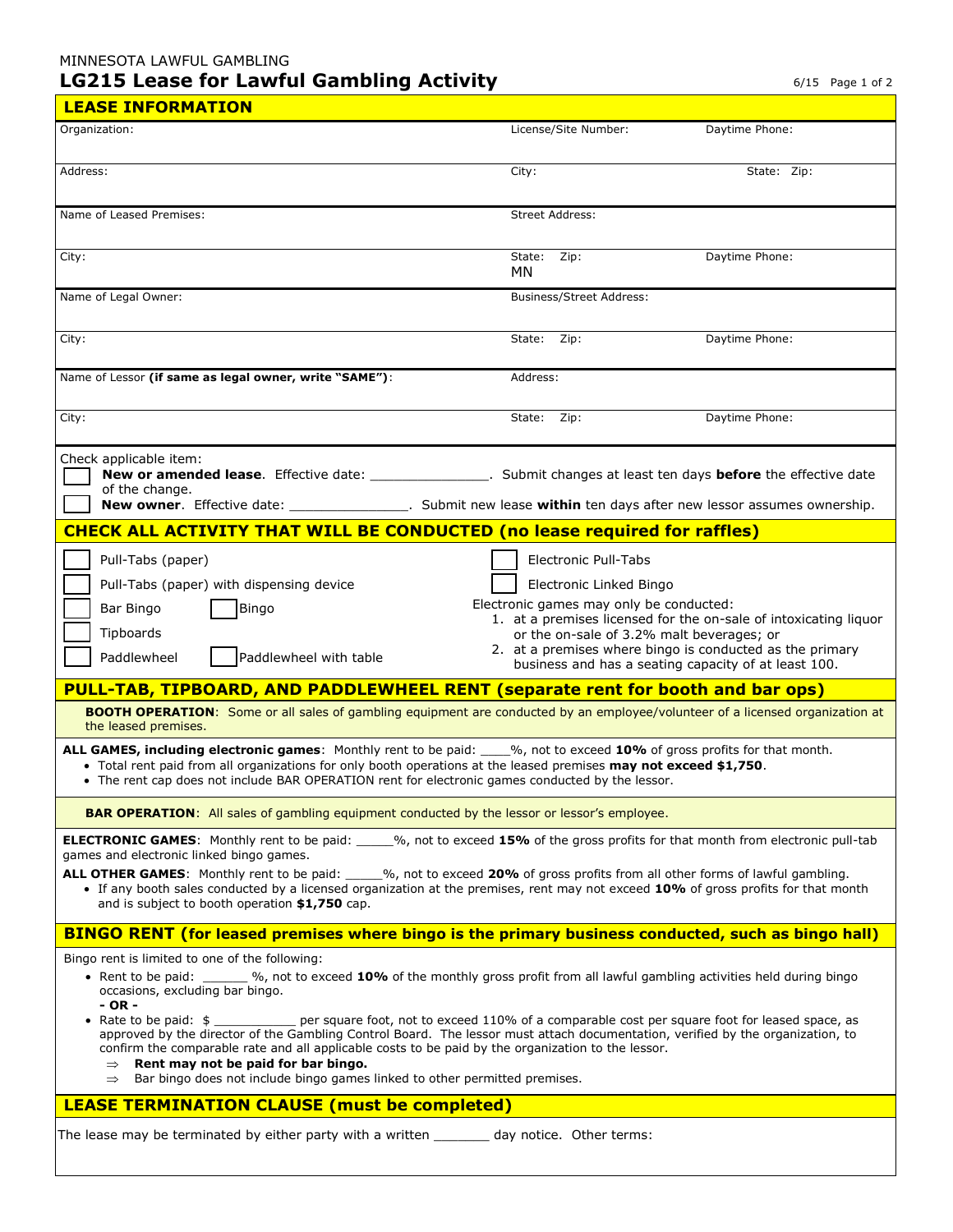MINNESOTA LAWFUL GAMBLING

# LG215 Lease for Lawful Gambling Activity

6/15

## LEASE INFORMATION

| Organization: | License/Site Number: | Daytime Phone: |
|---|---|---|
| Address: | City: | State: Zip: |
| Name of Leased Premises: | Street Address: | |
| City: | State: MN Zip: | Daytime Phone: |
| Name of Legal Owner: | Business/Street Address: | |
| City: | State: Zip: | Daytime Phone: |
| Name of Lessor **(if same as legal owner, write "SAME")**: | Address: | |
| City: | State: Zip: | Daytime Phone: |

Check applicable item:

☐ **New or amended lease**. Effective date: _______________. Submit changes at least ten days **before** the effective date of the change.

☐ **New owner**. Effective date: _______________. Submit new lease **within** ten days after new lessor assumes ownership.

## CHECK ALL ACTIVITY THAT WILL BE CONDUCTED (no lease required for raffles)

☐ Pull-Tabs (paper)

☐ Pull-Tabs (paper) with dispensing device

☐ Bar Bingo ☐ Bingo

☐ Tipboards

☐ Paddlewheel ☐ Paddlewheel with table

☐ Electronic Pull-Tabs

☐ Electronic Linked Bingo

Electronic games may only be conducted:

1. at a premises licensed for the on-sale of intoxicating liquor or the on-sale of 3.2% malt beverages; or
2. at a premises where bingo is conducted as the primary business and has a seating capacity of at least 100.

## PULL-TAB, TIPBOARD, AND PADDLEWHEEL RENT (separate rent for booth and bar ops)

**BOOTH OPERATION**: Some or all sales of gambling equipment are conducted by an employee/volunteer of a licensed organization at the leased premises.

**ALL GAMES, including electronic games**: Monthly rent to be paid: ____%, not to exceed **10%** of gross profits for that month.

- Total rent paid from all organizations for only booth operations at the leased premises **may not exceed $1,750**.
- The rent cap does not include BAR OPERATION rent for electronic games conducted by the lessor.

**BAR OPERATION**: All sales of gambling equipment conducted by the lessor or lessor's employee.

**ELECTRONIC GAMES**: Monthly rent to be paid: _____%, not to exceed **15%** of the gross profits for that month from electronic pull-tab games and electronic linked bingo games.

**ALL OTHER GAMES**: Monthly rent to be paid: _____%, not to exceed **20%** of gross profits from all other forms of lawful gambling.

- If any booth sales conducted by a licensed organization at the premises, rent may not exceed **10%** of gross profits for that month and is subject to booth operation **$1,750** cap.

## BINGO RENT (for leased premises where bingo is the primary business conducted, such as bingo hall)

Bingo rent is limited to one of the following:

- Rent to be paid: ______ %, not to exceed **10%** of the monthly gross profit from all lawful gambling activities held during bingo occasions, excluding bar bingo.
  **- OR -**
- Rate to be paid: $ ___________ per square foot, not to exceed 110% of a comparable cost per square foot for leased space, as approved by the director of the Gambling Control Board. The lessor must attach documentation, verified by the organization, to confirm the comparable rate and all applicable costs to be paid by the organization to the lessor.
  - ⇒ **Rent may not be paid for bar bingo.**
  - ⇒ Bar bingo does not include bingo games linked to other permitted premises.

## LEASE TERMINATION CLAUSE (must be completed)

The lease may be terminated by either party with a written _______ day notice. Other terms: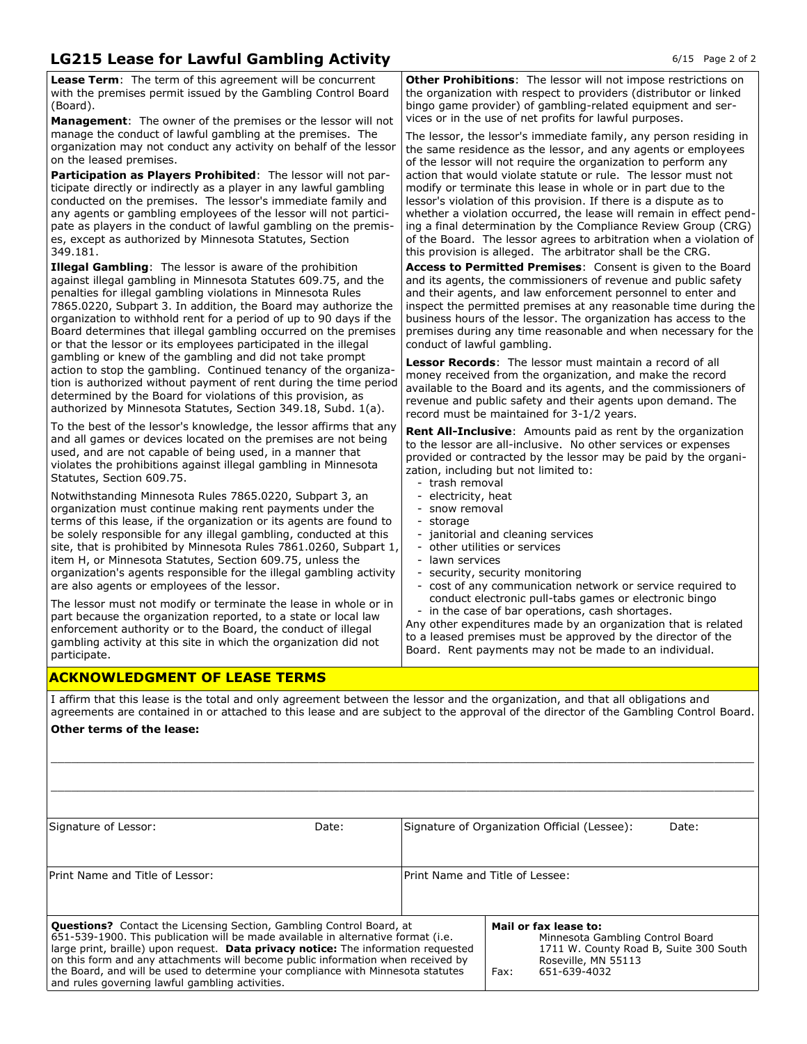## LG215 Lease for Lawful Gambling Activity

**Lease Term**: The term of this agreement will be concurrent with the premises permit issued by the Gambling Control Board (Board).

**Management**: The owner of the premises or the lessor will not manage the conduct of lawful gambling at the premises. The organization may not conduct any activity on behalf of the lessor on the leased premises.

**Participation as Players Prohibited**: The lessor will not participate directly or indirectly as a player in any lawful gambling conducted on the premises. The lessor's immediate family and any agents or gambling employees of the lessor will not participate as players in the conduct of lawful gambling on the premises, except as authorized by Minnesota Statutes, Section 349.181.

**Illegal Gambling**: The lessor is aware of the prohibition against illegal gambling in Minnesota Statutes 609.75, and the penalties for illegal gambling violations in Minnesota Rules 7865.0220, Subpart 3. In addition, the Board may authorize the organization to withhold rent for a period of up to 90 days if the Board determines that illegal gambling occurred on the premises or that the lessor or its employees participated in the illegal gambling or knew of the gambling and did not take prompt action to stop the gambling. Continued tenancy of the organization is authorized without payment of rent during the time period determined by the Board for violations of this provision, as authorized by Minnesota Statutes, Section 349.18, Subd. 1(a).

To the best of the lessor's knowledge, the lessor affirms that any and all games or devices located on the premises are not being used, and are not capable of being used, in a manner that violates the prohibitions against illegal gambling in Minnesota Statutes, Section 609.75.

Notwithstanding Minnesota Rules 7865.0220, Subpart 3, an organization must continue making rent payments under the terms of this lease, if the organization or its agents are found to be solely responsible for any illegal gambling, conducted at this site, that is prohibited by Minnesota Rules 7861.0260, Subpart 1, item H, or Minnesota Statutes, Section 609.75, unless the organization's agents responsible for the illegal gambling activity are also agents or employees of the lessor.

The lessor must not modify or terminate the lease in whole or in part because the organization reported, to a state or local law enforcement authority or to the Board, the conduct of illegal gambling activity at this site in which the organization did not participate.

**Other Prohibitions**: The lessor will not impose restrictions on the organization with respect to providers (distributor or linked bingo game provider) of gambling-related equipment and services or in the use of net profits for lawful purposes.

The lessor, the lessor's immediate family, any person residing in the same residence as the lessor, and any agents or employees of the lessor will not require the organization to perform any action that would violate statute or rule. The lessor must not modify or terminate this lease in whole or in part due to the lessor's violation of this provision. If there is a dispute as to whether a violation occurred, the lease will remain in effect pending a final determination by the Compliance Review Group (CRG) of the Board. The lessor agrees to arbitration when a violation of this provision is alleged. The arbitrator shall be the CRG.

**Access to Permitted Premises**: Consent is given to the Board and its agents, the commissioners of revenue and public safety and their agents, and law enforcement personnel to enter and inspect the permitted premises at any reasonable time during the business hours of the lessor. The organization has access to the premises during any time reasonable and when necessary for the conduct of lawful gambling.

**Lessor Records**: The lessor must maintain a record of all money received from the organization, and make the record available to the Board and its agents, and the commissioners of revenue and public safety and their agents upon demand. The record must be maintained for 3-1/2 years.

**Rent All-Inclusive**: Amounts paid as rent by the organization to the lessor are all-inclusive. No other services or expenses provided or contracted by the lessor may be paid by the organization, including but not limited to:

- trash removal
- electricity, heat
- snow removal
- storage
- janitorial and cleaning services
- other utilities or services
- lawn services
- security, security monitoring
- cost of any communication network or service required to conduct electronic pull-tabs games or electronic bingo
- in the case of bar operations, cash shortages.

Any other expenditures made by an organization that is related to a leased premises must be approved by the director of the Board. Rent payments may not be made to an individual.

## ACKNOWLEDGMENT OF LEASE TERMS

I affirm that this lease is the total and only agreement between the lessor and the organization, and that all obligations and agreements are contained in or attached to this lease and are subject to the approval of the director of the Gambling Control Board.

**Other terms of the lease:**

\_\_\_\_\_\_\_\_\_\_\_\_\_\_\_\_\_\_\_\_\_\_\_\_\_\_\_\_\_\_\_\_\_\_\_\_\_\_\_\_\_\_\_\_\_\_\_\_\_\_\_\_\_\_\_\_\_\_\_\_

\_\_\_\_\_\_\_\_\_\_\_\_\_\_\_\_\_\_\_\_\_\_\_\_\_\_\_\_\_\_\_\_\_\_\_\_\_\_\_\_\_\_\_\_\_\_\_\_\_\_\_\_\_\_\_\_\_\_\_\_

| | |
|---|---|
| Signature of Lessor: Date: | Signature of Organization Official (Lessee): Date: |
| Print Name and Title of Lessor: | Print Name and Title of Lessee: |

**Questions?** Contact the Licensing Section, Gambling Control Board, at 651-539-1900. This publication will be made available in alternative format (i.e. large print, braille) upon request. **Data privacy notice:** The information requested on this form and any attachments will become public information when received by the Board, and will be used to determine your compliance with Minnesota statutes and rules governing lawful gambling activities.

**Mail or fax lease to:**
Minnesota Gambling Control Board
1711 W. County Road B, Suite 300 South
Roseville, MN 55113
Fax: 651-639-4032